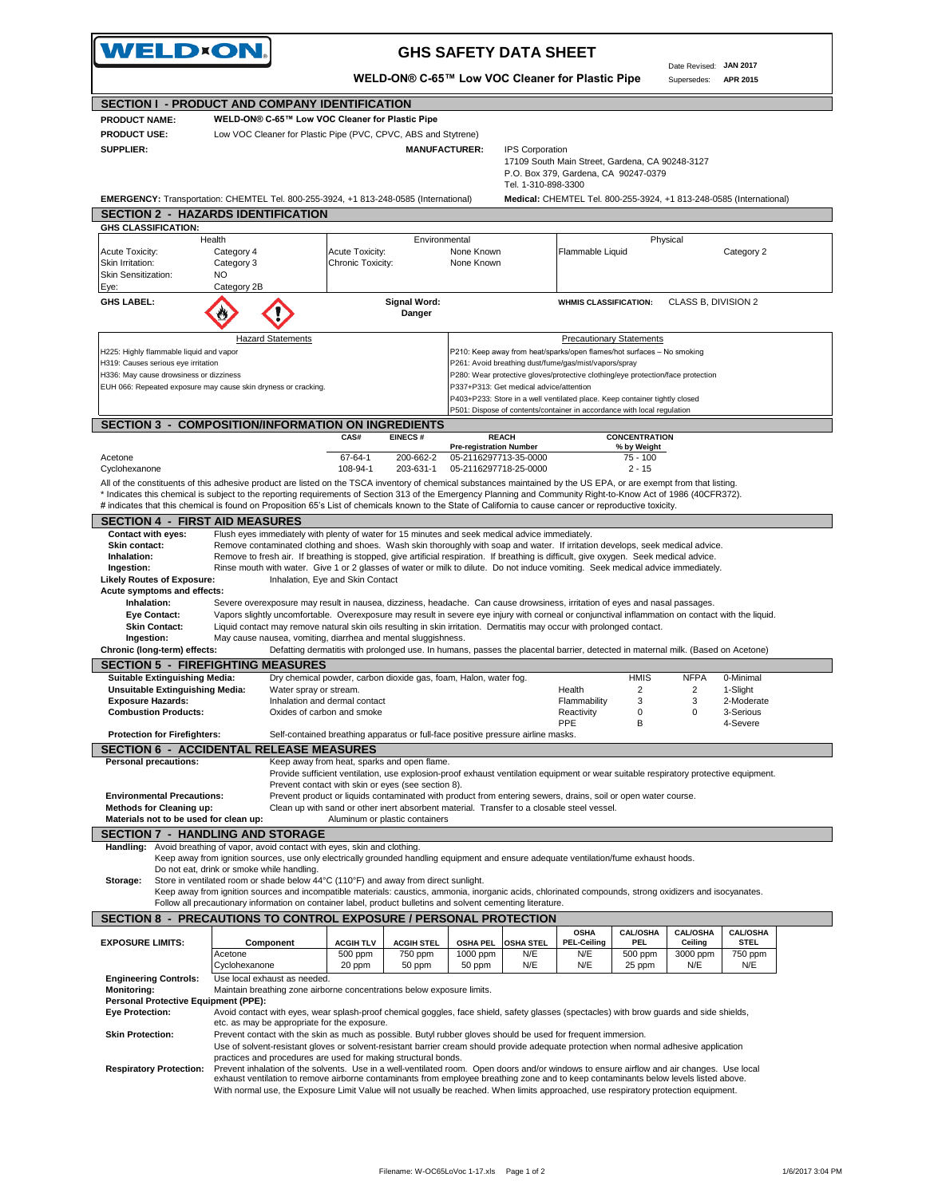WELD-ON

# GHS SAFETY DATA SHEET

**WELD-ON® C-65™ Low VOC Cleaner for Plastic Pipe**

Date Revised: **JAN 2017**
Supersedes: **APR 2015**

## SECTION I - PRODUCT AND COMPANY IDENTIFICATION

**PRODUCT NAME:** **WELD-ON® C-65™ Low VOC Cleaner for Plastic Pipe**

**PRODUCT USE:** Low VOC Cleaner for Plastic Pipe (PVC, CPVC, ABS and Styrene)

**SUPPLIER:**

**MANUFACTURER:** IPS Corporation
17109 South Main Street, Gardena, CA 90248-3127
P.O. Box 379, Gardena, CA 90247-0379
Tel. 1-310-898-3300

**EMERGENCY:** Transportation: CHEMTEL Tel. 800-255-3924, +1 813-248-0585 (International)
**Medical:** CHEMTEL Tel. 800-255-3924, +1 813-248-0585 (International)

## SECTION 2 - HAZARDS IDENTIFICATION

**GHS CLASSIFICATION:**

| Health | | Environmental | | Physical | |
|---|---|---|---|---|---|
| Acute Toxicity: | Category 4 | Acute Toxicity: | None Known | Flammable Liquid | Category 2 |
| Skin Irritation: | Category 3 | Chronic Toxicity: | None Known | | |
| Skin Sensitization: | NO | | | | |
| Eye: | Category 2B | | | | |

**GHS LABEL:** **Signal Word:** **Danger**

**WHMIS CLASSIFICATION:** CLASS B, DIVISION 2

| Hazard Statements | Precautionary Statements |
|---|---|
| H225: Highly flammable liquid and vapor | P210: Keep away from heat/sparks/open flames/hot surfaces – No smoking |
| H319: Causes serious eye irritation | P261: Avoid breathing dust/fume/gas/mist/vapors/spray |
| H336: May cause drowsiness or dizziness | P280: Wear protective gloves/protective clothing/eye protection/face protection |
| EUH 066: Repeated exposure may cause skin dryness or cracking. | P337+P313: Get medical advice/attention |
| | P403+P233: Store in a well ventilated place. Keep container tightly closed |
| | P501: Dispose of contents/container in accordance with local regulation |

## SECTION 3 - COMPOSITION/INFORMATION ON INGREDIENTS

| | CAS# | EINECS # | REACH Pre-registration Number | CONCENTRATION % by Weight |
|---|---|---|---|---|
| Acetone | 67-64-1 | 200-662-2 | 05-2116297713-35-0000 | 75 - 100 |
| Cyclohexanone | 108-94-1 | 203-631-1 | 05-2116297718-25-0000 | 2 - 15 |

All of the constituents of this adhesive product are listed on the TSCA inventory of chemical substances maintained by the US EPA, or are exempt from that listing.
* Indicates this chemical is subject to the reporting requirements of Section 313 of the Emergency Planning and Community Right-to-Know Act of 1986 (40CFR372).
# indicates that this chemical is found on Proposition 65's List of chemicals known to the State of California to cause cancer or reproductive toxicity.

## SECTION 4 - FIRST AID MEASURES

**Contact with eyes:** Flush eyes immediately with plenty of water for 15 minutes and seek medical advice immediately.
**Skin contact:** Remove contaminated clothing and shoes. Wash skin thoroughly with soap and water. If irritation develops, seek medical advice.
**Inhalation:** Remove to fresh air. If breathing is stopped, give artificial respiration. If breathing is difficult, give oxygen. Seek medical advice.
**Ingestion:** Rinse mouth with water. Give 1 or 2 glasses of water or milk to dilute. Do not induce vomiting. Seek medical advice immediately.
**Likely Routes of Exposure:** Inhalation, Eye and Skin Contact
**Acute symptoms and effects:**
**Inhalation:** Severe overexposure may result in nausea, dizziness, headache. Can cause drowsiness, irritation of eyes and nasal passages.
**Eye Contact:** Vapors slightly uncomfortable. Overexposure may result in severe eye injury with corneal or conjunctival inflammation on contact with the liquid.
**Skin Contact:** Liquid contact may remove natural skin oils resulting in skin irritation. Dermatitis may occur with prolonged contact.
**Ingestion:** May cause nausea, vomiting, diarrhea and mental sluggishness.
**Chronic (long-term) effects:** Defatting dermatitis with prolonged use. In humans, passes the placental barrier, detected in maternal milk. (Based on Acetone)

## SECTION 5 - FIREFIGHTING MEASURES

**Suitable Extinguishing Media:** Dry chemical powder, carbon dioxide gas, foam, Halon, water fog.
**Unsuitable Extinguishing Media:** Water spray or stream.
**Exposure Hazards:** Inhalation and dermal contact
**Combustion Products:** Oxides of carbon and smoke
**Protection for Firefighters:** Self-contained breathing apparatus or full-face positive pressure airline masks.

| | HMIS | NFPA | |
|---|---|---|---|
| Health | 2 | 2 | 0-Minimal |
| Flammability | 3 | 3 | 1-Slight |
| Reactivity | 0 | 0 | 2-Moderate |
| PPE | B | | 3-Serious |
| | | | 4-Severe |

## SECTION 6 - ACCIDENTAL RELEASE MEASURES

**Personal precautions:** Keep away from heat, sparks and open flame.
Provide sufficient ventilation, use explosion-proof exhaust ventilation equipment or wear suitable respiratory protective equipment.
Prevent contact with skin or eyes (see section 8).
**Environmental Precautions:** Prevent product or liquids contaminated with product from entering sewers, drains, soil or open water course.
**Methods for Cleaning up:** Clean up with sand or other inert absorbent material. Transfer to a closable steel vessel.
**Materials not to be used for clean up:** Aluminum or plastic containers

## SECTION 7 - HANDLING AND STORAGE

**Handling:** Avoid breathing of vapor, avoid contact with eyes, skin and clothing.
Keep away from ignition sources, use only electrically grounded handling equipment and ensure adequate ventilation/fume exhaust hoods.
Do not eat, drink or smoke while handling.
**Storage:** Store in ventilated room or shade below 44°C (110°F) and away from direct sunlight.
Keep away from ignition sources and incompatible materials: caustics, ammonia, inorganic acids, chlorinated compounds, strong oxidizers and isocyanates.
Follow all precautionary information on container label, product bulletins and solvent cementing literature.

## SECTION 8 - PRECAUTIONS TO CONTROL EXPOSURE / PERSONAL PROTECTION

**EXPOSURE LIMITS:**

| Component | ACGIH TLV | ACGIH STEL | OSHA PEL | OSHA STEL | OSHA PEL-Ceiling | CAL/OSHA PEL | CAL/OSHA Ceiling | CAL/OSHA STEL |
|---|---|---|---|---|---|---|---|---|
| Acetone | 500 ppm | 750 ppm | 1000 ppm | N/E | N/E | 500 ppm | 3000 ppm | 750 ppm |
| Cyclohexanone | 20 ppm | 50 ppm | 50 ppm | N/E | N/E | 25 ppm | N/E | N/E |

**Engineering Controls:** Use local exhaust as needed.
**Monitoring:** Maintain breathing zone airborne concentrations below exposure limits.
**Personal Protective Equipment (PPE):**
**Eye Protection:** Avoid contact with eyes, wear splash-proof chemical goggles, face shield, safety glasses (spectacles) with brow guards and side shields, etc. as may be appropriate for the exposure.
**Skin Protection:** Prevent contact with the skin as much as possible. Butyl rubber gloves should be used for frequent immersion.
Use of solvent-resistant gloves or solvent-resistant barrier cream should provide adequate protection when normal adhesive application practices and procedures are used for making structural bonds.
**Respiratory Protection:** Prevent inhalation of the solvents. Use in a well-ventilated room. Open doors and/or windows to ensure airflow and air changes. Use local exhaust ventilation to remove airborne contaminants from employee breathing zone and to keep contaminants below levels listed above.
With normal use, the Exposure Limit Value will not usually be reached. When limits approached, use respiratory protection equipment.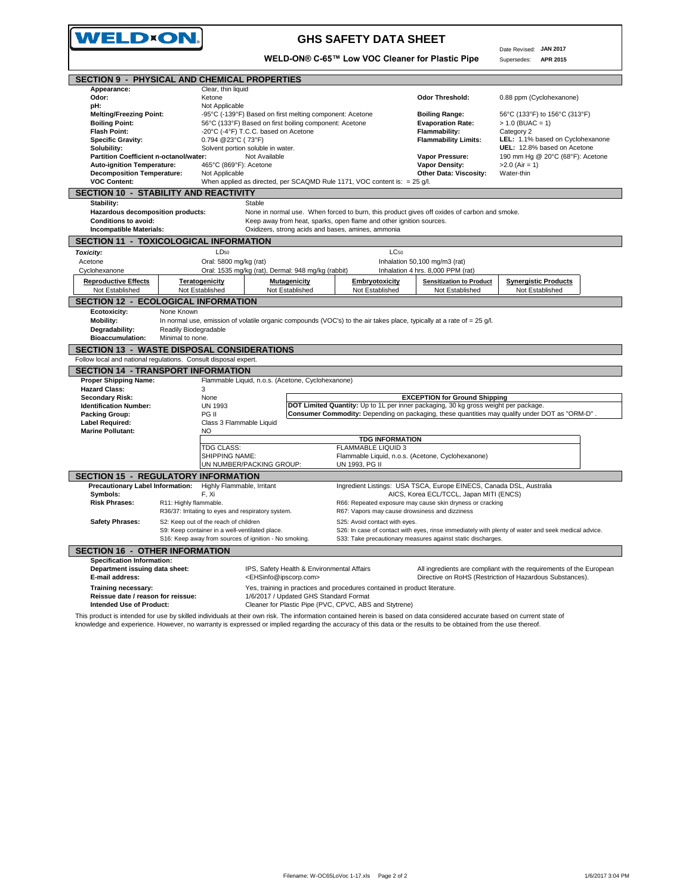# GHS SAFETY DATA SHEET

**WELD-ON® C-65™ Low VOC Cleaner for Plastic Pipe**

Date Revised: **JAN 2017**
Supersedes: **APR 2015**

## SECTION 9 - PHYSICAL AND CHEMICAL PROPERTIES

| | | | |
|---|---|---|---|
| **Appearance:** | Clear, thin liquid | | |
| **Odor:** | Ketone | **Odor Threshold:** | 0.88 ppm (Cyclohexanone) |
| **pH:** | Not Applicable | | |
| **Melting/Freezing Point:** | -95°C (-139°F) Based on first melting component: Acetone | **Boiling Range:** | 56°C (133°F) to 156°C (313°F) |
| **Boiling Point:** | 56°C (133°F) Based on first boiling component: Acetone | **Evaporation Rate:** | > 1.0 (BUAC = 1) |
| **Flash Point:** | -20°C (-4°F) T.C.C. based on Acetone | **Flammability:** | Category 2 |
| **Specific Gravity:** | 0.794 @23°C ( 73°F) | **Flammability Limits:** | **LEL:** 1.1% based on Cyclohexanone |
| **Solubility:** | Solvent portion soluble in water. | | **UEL:** 12.8% based on Acetone |
| **Partition Coefficient n-octanol/water:** | Not Available | **Vapor Pressure:** | 190 mm Hg @ 20°C (68°F): Acetone |
| **Auto-ignition Temperature:** | 465°C (869°F): Acetone | **Vapor Density:** | >2.0 (Air = 1) |
| **Decomposition Temperature:** | Not Applicable | **Other Data: Viscosity:** | Water-thin |
| **VOC Content:** | When applied as directed, per SCAQMD Rule 1171, VOC content is: = 25 g/l. | | |

## SECTION 10 - STABILITY AND REACTIVITY

**Stability:** Stable

**Hazardous decomposition products:** None in normal use. When forced to burn, this product gives off oxides of carbon and smoke.

**Conditions to avoid:** Keep away from heat, sparks, open flame and other ignition sources.

**Incompatible Materials:** Oxidizers, strong acids and bases, amines, ammonia

## SECTION 11 - TOXICOLOGICAL INFORMATION

| *Toxicity:* | $LD_{50}$ | $LC_{50}$ |
|---|---|---|
| Acetone | Oral: 5800 mg/kg (rat) | Inhalation 50,100 mg/m3 (rat) |
| Cyclohexanone | Oral: 1535 mg/kg (rat), Dermal: 948 mg/kg (rabbit) | Inhalation 4 hrs. 8,000 PPM (rat) |

| Reproductive Effects | Teratogenicity | Mutagenicity | Embryotoxicity | Sensitization to Product | Synergistic Products |
|---|---|---|---|---|---|
| Not Established | Not Established | Not Established | Not Established | Not Established | Not Established |

## SECTION 12 - ECOLOGICAL INFORMATION

**Ecotoxicity:** None Known

**Mobility:** In normal use, emission of volatile organic compounds (VOC's) to the air takes place, typically at a rate of = 25 g/l.

**Degradability:** Readily Biodegradable

**Bioaccumulation:** Minimal to none.

## SECTION 13 - WASTE DISPOSAL CONSIDERATIONS

Follow local and national regulations. Consult disposal expert.

## SECTION 14 - TRANSPORT INFORMATION

**Proper Shipping Name:** Flammable Liquid, n.o.s. (Acetone, Cyclohexanone)

**Hazard Class:** 3

**Secondary Risk:** None

**Identification Number:** UN 1993

**Packing Group:** PG II

**Label Required:** Class 3 Flammable Liquid

**Marine Pollutant:** NO

**EXCEPTION for Ground Shipping**

**DOT Limited Quantity:** Up to 1L per inner packaging, 30 kg gross weight per package.

**Consumer Commodity:** Depending on packaging, these quantities may qualify under DOT as "ORM-D" .

| TDG INFORMATION | |
|---|---|
| TDG CLASS: | FLAMMABLE LIQUID 3 |
| SHIPPING NAME: | Flammable Liquid, n.o.s. (Acetone, Cyclohexanone) |
| UN NUMBER/PACKING GROUP: | UN 1993, PG II |

## SECTION 15 - REGULATORY INFORMATION

**Precautionary Label Information:** Highly Flammable, Irritant

**Symbols:** F, Xi

Ingredient Listings: USA TSCA, Europe EINECS, Canada DSL, Australia AICS, Korea ECL/TCCL, Japan MITI (ENCS)

**Risk Phrases:**
- R11: Highly flammable.
- R36/37: Irritating to eyes and respiratory system.
- R66: Repeated exposure may cause skin dryness or cracking
- R67: Vapors may cause drowsiness and dizziness

**Safety Phrases:**
- S2: Keep out of the reach of children
- S9: Keep container in a well-ventilated place.
- S16: Keep away from sources of ignition - No smoking.
- S25: Avoid contact with eyes.
- S26: In case of contact with eyes, rinse immediately with plenty of water and seek medical advice.
- S33: Take precautionary measures against static discharges.

## SECTION 16 - OTHER INFORMATION

**Specification Information:**

**Department issuing data sheet:** IPS, Safety Health & Environmental Affairs

**E-mail address:** <EHSinfo@ipscorp.com>

All ingredients are compliant with the requirements of the European Directive on RoHS (Restriction of Hazardous Substances).

**Training necessary:** Yes, training in practices and procedures contained in product literature.

**Reissue date / reason for reissue:** 1/6/2017 / Updated GHS Standard Format

**Intended Use of Product:** Cleaner for Plastic Pipe (PVC, CPVC, ABS and Stytrene)

This product is intended for use by skilled individuals at their own risk. The information contained herein is based on data considered accurate based on current state of knowledge and experience. However, no warranty is expressed or implied regarding the accuracy of this data or the results to be obtained from the use thereof.

Filename: W-OC65LoVoc 1-17.xls